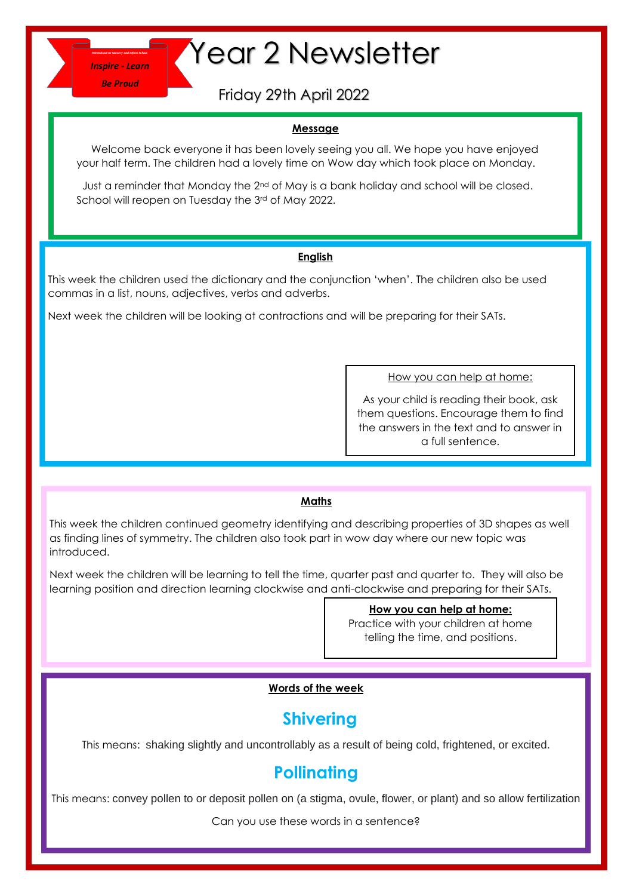Inspire - Learn

Be Proud

# Year 2 Newsletter

Friday 29th April 2022

## Message

Welcome back everyone it has been lovely seeing you all. We hope you have enjoyed your half term. The children had a lovely time on Wow day which took place on Monday.

Just a reminder that Monday the 2nd of May is a bank holiday and school will be closed. School will reopen on Tuesday the 3rd of May 2022.

## English

This week the children used the dictionary and the conjunction 'when'. The children also be used commas in a list, nouns, adjectives, verbs and adverbs.

Next week the children will be looking at contractions and will be preparing for their SATs.

How you can help at home:

As your child is reading their book, ask them questions. Encourage them to find the answers in the text and to answer in a full sentence.

## Maths

This week the children continued geometry identifying and describing properties of 3D shapes as well as finding lines of symmetry. The children also took part in wow day where our new topic was introduced.

Next week the children will be learning to tell the time, quarter past and quarter to. They will also be learning position and direction learning clockwise and anti-clockwise and preparing for their SATs.

**How you can help at home:**

Practice with your children at home telling the time, and positions.

## Words of the week

### Shivering

This means: shaking slightly and uncontrollably as a result of being cold, frightened, or excited.

### Pollinating

This means: convey pollen to or deposit pollen on (a stigma, ovule, flower, or plant) and so allow fertilization

Can you use these words in a sentence?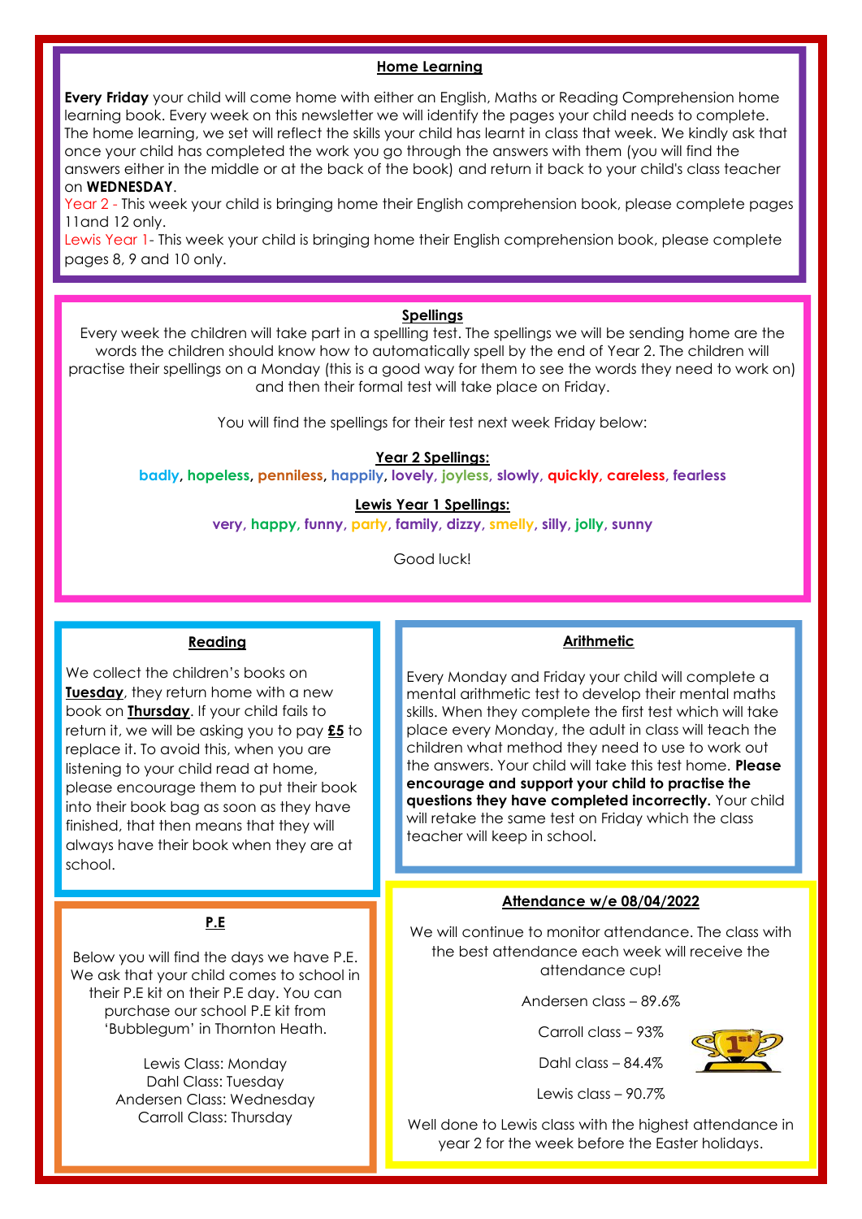## Home Learning

**Every Friday** your child will come home with either an English, Maths or Reading Comprehension home learning book. Every week on this newsletter we will identify the pages your child needs to complete. The home learning, we set will reflect the skills your child has learnt in class that week. We kindly ask that once your child has completed the work you go through the answers with them (you will find the answers either in the middle or at the back of the book) and return it back to your child's class teacher on **WEDNESDAY**.

Year 2 - This week your child is bringing home their English comprehension book, please complete pages 11and 12 only.

Lewis Year 1- This week your child is bringing home their English comprehension book, please complete pages 8, 9 and 10 only.

## Spellings

Every week the children will take part in a spellling test. The spellings we will be sending home are the words the children should know how to automatically spell by the end of Year 2. The children will practise their spellings on a Monday (this is a good way for them to see the words they need to work on) and then their formal test will take place on Friday.

You will find the spellings for their test next week Friday below:

**Year 2 Spellings:**

**badly, hopeless, penniless, happily, lovely, joyless, slowly, quickly, careless, fearless**

**Lewis Year 1 Spellings:**

**very, happy, funny, party, family, dizzy, smelly, silly, jolly, sunny**

Good luck!

## Reading

We collect the children's books on **Tuesday**, they return home with a new book on **Thursday**. If your child fails to return it, we will be asking you to pay **£5** to replace it. To avoid this, when you are listening to your child read at home, please encourage them to put their book into their book bag as soon as they have finished, that then means that they will always have their book when they are at school.

## P.E

Below you will find the days we have P.E. We ask that your child comes to school in their P.E kit on their P.E day. You can purchase our school P.E kit from 'Bubblegum' in Thornton Heath.

Lewis Class: Monday
Dahl Class: Tuesday
Andersen Class: Wednesday
Carroll Class: Thursday

## Arithmetic

Every Monday and Friday your child will complete a mental arithmetic test to develop their mental maths skills. When they complete the first test which will take place every Monday, the adult in class will teach the children what method they need to use to work out the answers. Your child will take this test home. **Please encourage and support your child to practise the questions they have completed incorrectly.** Your child will retake the same test on Friday which the class teacher will keep in school.

## Attendance w/e 08/04/2022

We will continue to monitor attendance. The class with the best attendance each week will receive the attendance cup!

Andersen class – 89.6%

Carroll class – 93%

Dahl class – 84.4%

Lewis class – 90.7%

Well done to Lewis class with the highest attendance in year 2 for the week before the Easter holidays.